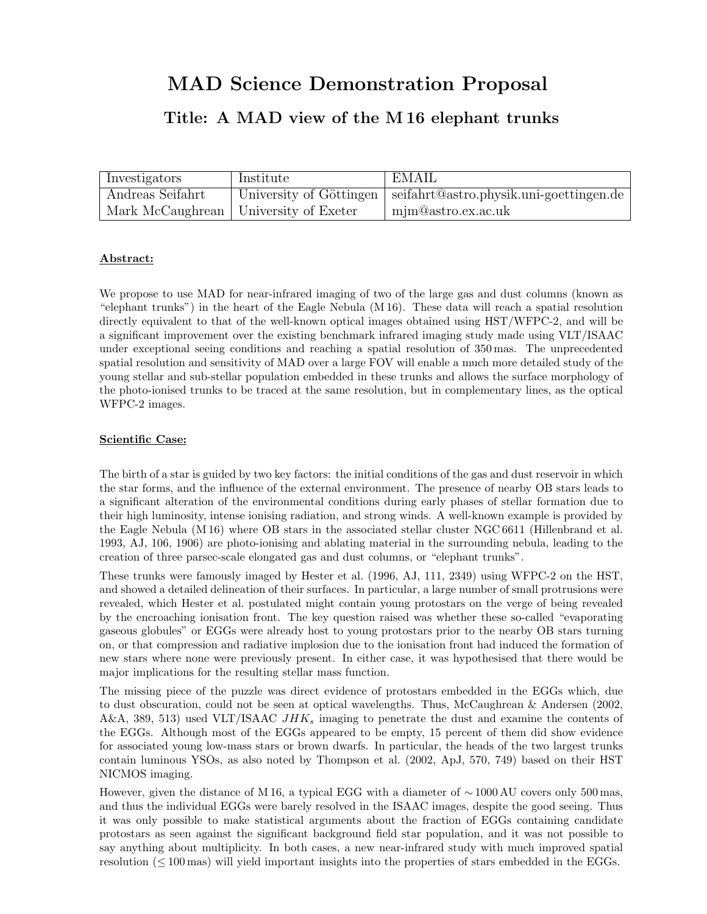# MAD Science Demonstration Proposal

## Title: A MAD view of the M 16 elephant trunks

| Investigators | Institute | EMAIL |
|---|---|---|
| Andreas Seifahrt | University of Göttingen | seifahrt@astro.physik.uni-goettingen.de |
| Mark McCaughrean | University of Exeter | mjm@astro.ex.ac.uk |

**Abstract:**

We propose to use MAD for near-infrared imaging of two of the large gas and dust columns (known as "elephant trunks") in the heart of the Eagle Nebula (M 16). These data will reach a spatial resolution directly equivalent to that of the well-known optical images obtained using HST/WFPC-2, and will be a significant improvement over the existing benchmark infrared imaging study made using VLT/ISAAC under exceptional seeing conditions and reaching a spatial resolution of 350 mas. The unprecedented spatial resolution and sensitivity of MAD over a large FOV will enable a much more detailed study of the young stellar and sub-stellar population embedded in these trunks and allows the surface morphology of the photo-ionised trunks to be traced at the same resolution, but in complementary lines, as the optical WFPC-2 images.

**Scientific Case:**

The birth of a star is guided by two key factors: the initial conditions of the gas and dust reservoir in which the star forms, and the influence of the external environment. The presence of nearby OB stars leads to a significant alteration of the environmental conditions during early phases of stellar formation due to their high luminosity, intense ionising radiation, and strong winds. A well-known example is provided by the Eagle Nebula (M 16) where OB stars in the associated stellar cluster NGC 6611 (Hillenbrand et al. 1993, AJ, 106, 1906) are photo-ionising and ablating material in the surrounding nebula, leading to the creation of three parsec-scale elongated gas and dust columns, or "elephant trunks".

These trunks were famously imaged by Hester et al. (1996, AJ, 111, 2349) using WFPC-2 on the HST, and showed a detailed delineation of their surfaces. In particular, a large number of small protrusions were revealed, which Hester et al. postulated might contain young protostars on the verge of being revealed by the encroaching ionisation front. The key question raised was whether these so-called "evaporating gaseous globules" or EGGs were already host to young protostars prior to the nearby OB stars turning on, or that compression and radiative implosion due to the ionisation front had induced the formation of new stars where none were previously present. In either case, it was hypothesised that there would be major implications for the resulting stellar mass function.

The missing piece of the puzzle was direct evidence of protostars embedded in the EGGs which, due to dust obscuration, could not be seen at optical wavelengths. Thus, McCaughrean & Andersen (2002, A&A, 389, 513) used VLT/ISAAC $JHK_s$ imaging to penetrate the dust and examine the contents of the EGGs. Although most of the EGGs appeared to be empty, 15 percent of them did show evidence for associated young low-mass stars or brown dwarfs. In particular, the heads of the two largest trunks contain luminous YSOs, as also noted by Thompson et al. (2002, ApJ, 570, 749) based on their HST NICMOS imaging.

However, given the distance of M 16, a typical EGG with a diameter of $\sim 1000$ AU covers only 500 mas, and thus the individual EGGs were barely resolved in the ISAAC images, despite the good seeing. Thus it was only possible to make statistical arguments about the fraction of EGGs containing candidate protostars as seen against the significant background field star population, and it was not possible to say anything about multiplicity. In both cases, a new near-infrared study with much improved spatial resolution ($\leq 100$ mas) will yield important insights into the properties of stars embedded in the EGGs.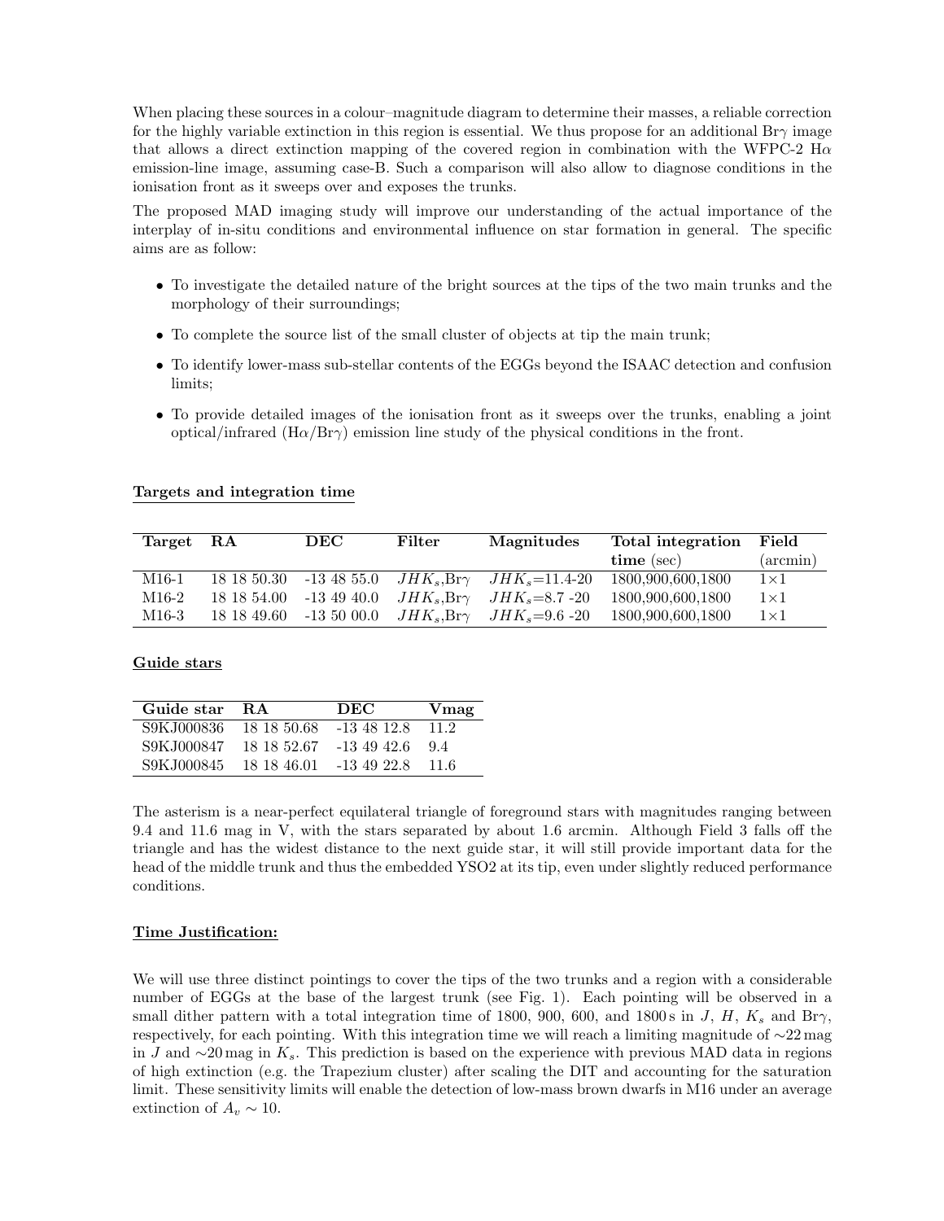When placing these sources in a colour–magnitude diagram to determine their masses, a reliable correction for the highly variable extinction in this region is essential. We thus propose for an additional Br$\gamma$ image that allows a direct extinction mapping of the covered region in combination with the WFPC-2 H$\alpha$ emission-line image, assuming case-B. Such a comparison will also allow to diagnose conditions in the ionisation front as it sweeps over and exposes the trunks.

The proposed MAD imaging study will improve our understanding of the actual importance of the interplay of in-situ conditions and environmental influence on star formation in general. The specific aims are as follow:

- To investigate the detailed nature of the bright sources at the tips of the two main trunks and the morphology of their surroundings;
- To complete the source list of the small cluster of objects at tip the main trunk;
- To identify lower-mass sub-stellar contents of the EGGs beyond the ISAAC detection and confusion limits;
- To provide detailed images of the ionisation front as it sweeps over the trunks, enabling a joint optical/infrared (H$\alpha$/Br$\gamma$) emission line study of the physical conditions in the front.

**Targets and integration time**

| Target | RA | DEC | Filter | Magnitudes | Total integration time (sec) | Field (arcmin) |
|---|---|---|---|---|---|---|
| M16-1 | 18 18 50.30 | -13 48 55.0 | $JHK_s$,Br$\gamma$ | $JHK_s$=11.4-20 | 1800,900,600,1800 | 1×1 |
| M16-2 | 18 18 54.00 | -13 49 40.0 | $JHK_s$,Br$\gamma$ | $JHK_s$=8.7 -20 | 1800,900,600,1800 | 1×1 |
| M16-3 | 18 18 49.60 | -13 50 00.0 | $JHK_s$,Br$\gamma$ | $JHK_s$=9.6 -20 | 1800,900,600,1800 | 1×1 |

**Guide stars**

| Guide star | RA | DEC | Vmag |
|---|---|---|---|
| S9KJ000836 | 18 18 50.68 | -13 48 12.8 | 11.2 |
| S9KJ000847 | 18 18 52.67 | -13 49 42.6 | 9.4 |
| S9KJ000845 | 18 18 46.01 | -13 49 22.8 | 11.6 |

The asterism is a near-perfect equilateral triangle of foreground stars with magnitudes ranging between 9.4 and 11.6 mag in V, with the stars separated by about 1.6 arcmin. Although Field 3 falls off the triangle and has the widest distance to the next guide star, it will still provide important data for the head of the middle trunk and thus the embedded YSO2 at its tip, even under slightly reduced performance conditions.

**Time Justification:**

We will use three distinct pointings to cover the tips of the two trunks and a region with a considerable number of EGGs at the base of the largest trunk (see Fig. 1). Each pointing will be observed in a small dither pattern with a total integration time of 1800, 900, 600, and 1800 s in $J$, $H$, $K_s$ and Br$\gamma$, respectively, for each pointing. With this integration time we will reach a limiting magnitude of ∼22 mag in $J$ and ∼20 mag in $K_s$. This prediction is based on the experience with previous MAD data in regions of high extinction (e.g. the Trapezium cluster) after scaling the DIT and accounting for the saturation limit. These sensitivity limits will enable the detection of low-mass brown dwarfs in M16 under an average extinction of $A_v \sim 10$.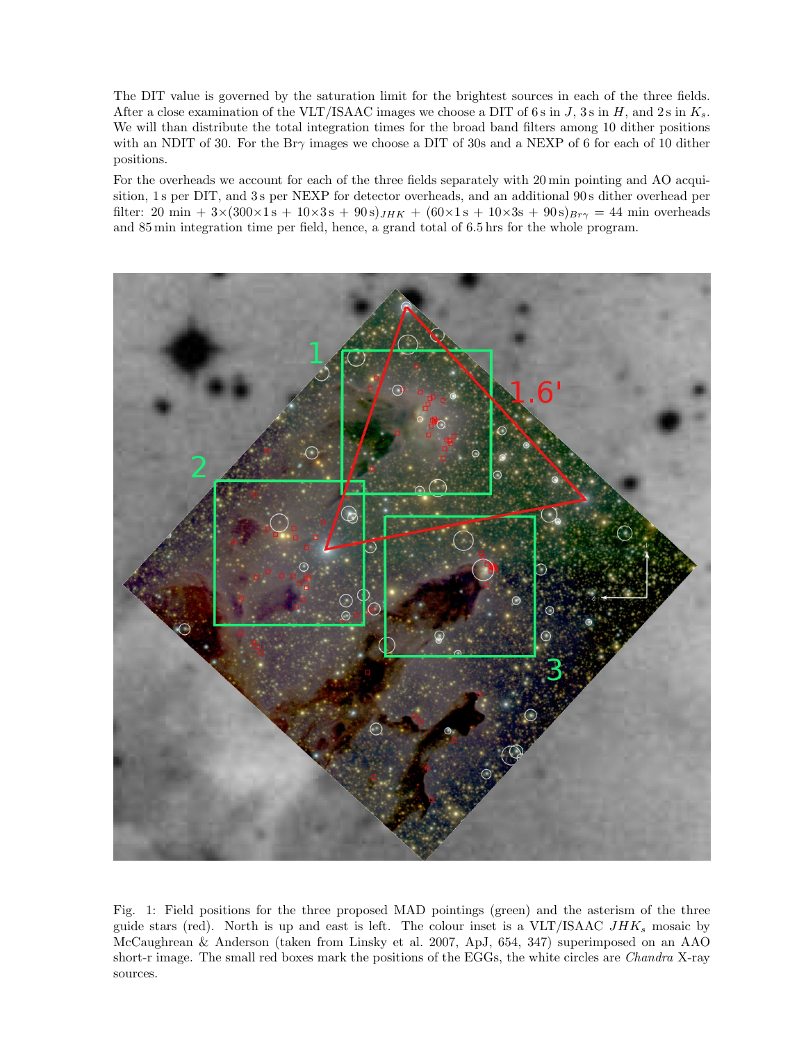The DIT value is governed by the saturation limit for the brightest sources in each of the three fields. After a close examination of the VLT/ISAAC images we choose a DIT of 6 s in $J$, 3 s in $H$, and 2 s in $K_s$. We will than distribute the total integration times for the broad band filters among 10 dither positions with an NDIT of 30. For the Br$\gamma$ images we choose a DIT of 30s and a NEXP of 6 for each of 10 dither positions.

For the overheads we account for each of the three fields separately with 20 min pointing and AO acquisition, 1 s per DIT, and 3 s per NEXP for detector overheads, and an additional 90 s dither overhead per filter: 20 min + $3\times(300\times1\,\mathrm{s} + 10\times3\,\mathrm{s} + 90\,\mathrm{s})_{JHK}$ + $(60\times1\,\mathrm{s} + 10\times3\mathrm{s} + 90\,\mathrm{s})_{Br\gamma}$ = 44 min overheads and 85 min integration time per field, hence, a grand total of 6.5 hrs for the whole program.

1

2

3

1.6'

Fig. 1: Field positions for the three proposed MAD pointings (green) and the asterism of the three guide stars (red). North is up and east is left. The colour inset is a VLT/ISAAC $JHK_s$ mosaic by McCaughrean & Anderson (taken from Linsky et al. 2007, ApJ, 654, 347) superimposed on an AAO short-r image. The small red boxes mark the positions of the EGGs, the white circles are *Chandra* X-ray sources.